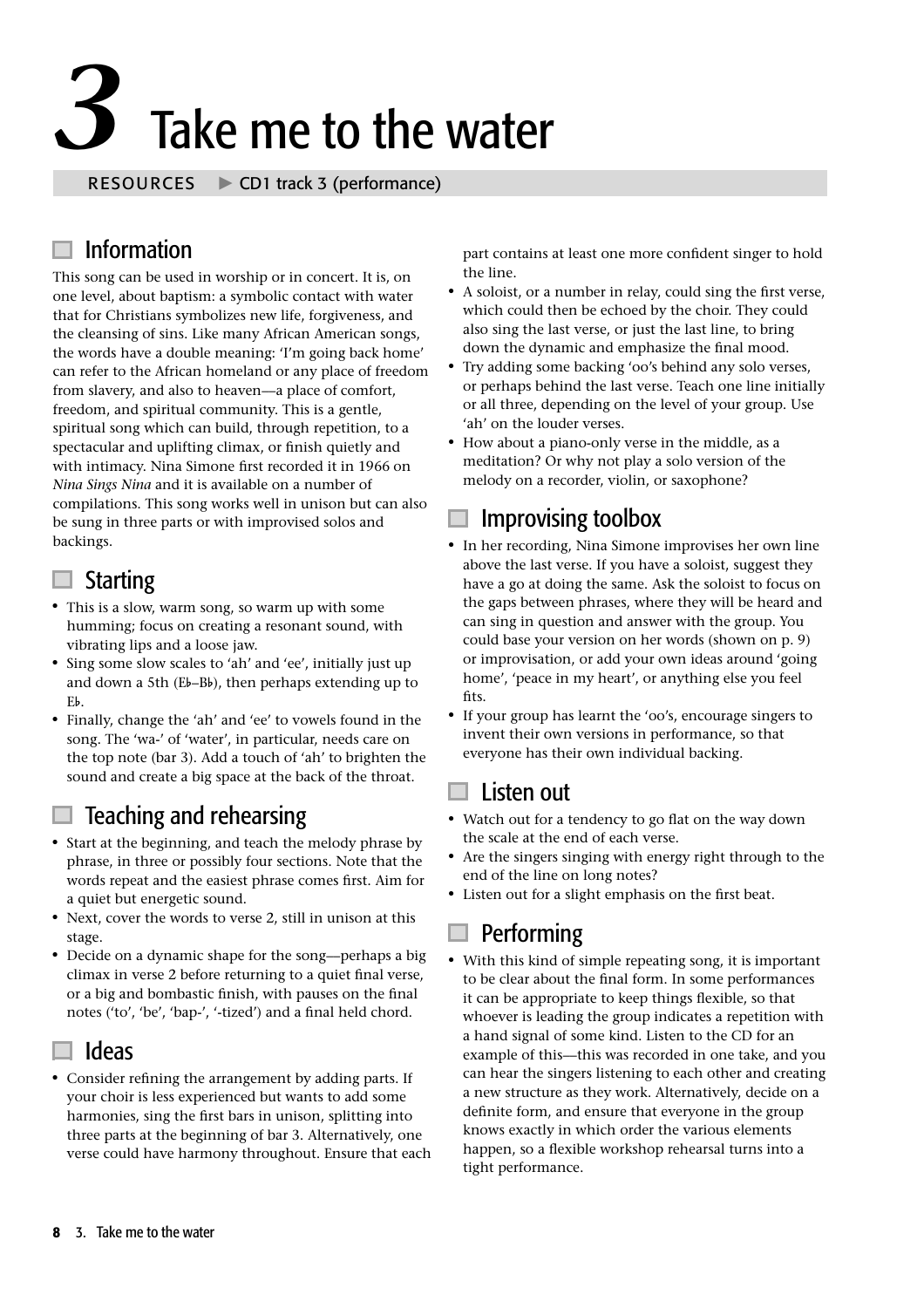# 3 Take me to the water

RESOURCES ► CD1 track 3 (performance)

## Information

This song can be used in worship or in concert. It is, on one level, about baptism: a symbolic contact with water that for Christians symbolizes new life, forgiveness, and the cleansing of sins. Like many African American songs, the words have a double meaning: 'I'm going back home' can refer to the African homeland or any place of freedom from slavery, and also to heaven—a place of comfort, freedom, and spiritual community. This is a gentle, spiritual song which can build, through repetition, to a spectacular and uplifting climax, or finish quietly and with intimacy. Nina Simone first recorded it in 1966 on *Nina Sings Nina* and it is available on a number of compilations. This song works well in unison but can also be sung in three parts or with improvised solos and backings.

## Starting

- This is a slow, warm song, so warm up with some humming; focus on creating a resonant sound, with vibrating lips and a loose jaw.
- Sing some slow scales to 'ah' and 'ee', initially just up and down a 5th (E♭–B♭), then perhaps extending up to E♭.
- Finally, change the 'ah' and 'ee' to vowels found in the song. The 'wa-' of 'water', in particular, needs care on the top note (bar 3). Add a touch of 'ah' to brighten the sound and create a big space at the back of the throat.

## Teaching and rehearsing

- Start at the beginning, and teach the melody phrase by phrase, in three or possibly four sections. Note that the words repeat and the easiest phrase comes first. Aim for a quiet but energetic sound.
- Next, cover the words to verse 2, still in unison at this stage.
- Decide on a dynamic shape for the song—perhaps a big climax in verse 2 before returning to a quiet final verse, or a big and bombastic finish, with pauses on the final notes ('to', 'be', 'bap-', '-tized') and a final held chord.

## Ideas

- Consider refining the arrangement by adding parts. If your choir is less experienced but wants to add some harmonies, sing the first bars in unison, splitting into three parts at the beginning of bar 3. Alternatively, one verse could have harmony throughout. Ensure that each part contains at least one more confident singer to hold the line.
- A soloist, or a number in relay, could sing the first verse, which could then be echoed by the choir. They could also sing the last verse, or just the last line, to bring down the dynamic and emphasize the final mood.
- Try adding some backing 'oo's behind any solo verses, or perhaps behind the last verse. Teach one line initially or all three, depending on the level of your group. Use 'ah' on the louder verses.
- How about a piano-only verse in the middle, as a meditation? Or why not play a solo version of the melody on a recorder, violin, or saxophone?

## Improvising toolbox

- In her recording, Nina Simone improvises her own line above the last verse. If you have a soloist, suggest they have a go at doing the same. Ask the soloist to focus on the gaps between phrases, where they will be heard and can sing in question and answer with the group. You could base your version on her words (shown on p. 9) or improvisation, or add your own ideas around 'going home', 'peace in my heart', or anything else you feel fits.
- If your group has learnt the 'oo's, encourage singers to invent their own versions in performance, so that everyone has their own individual backing.

## Listen out

- Watch out for a tendency to go flat on the way down the scale at the end of each verse.
- Are the singers singing with energy right through to the end of the line on long notes?
- Listen out for a slight emphasis on the first beat.

## Performing

- With this kind of simple repeating song, it is important to be clear about the final form. In some performances it can be appropriate to keep things flexible, so that whoever is leading the group indicates a repetition with a hand signal of some kind. Listen to the CD for an example of this—this was recorded in one take, and you can hear the singers listening to each other and creating a new structure as they work. Alternatively, decide on a definite form, and ensure that everyone in the group knows exactly in which order the various elements happen, so a flexible workshop rehearsal turns into a tight performance.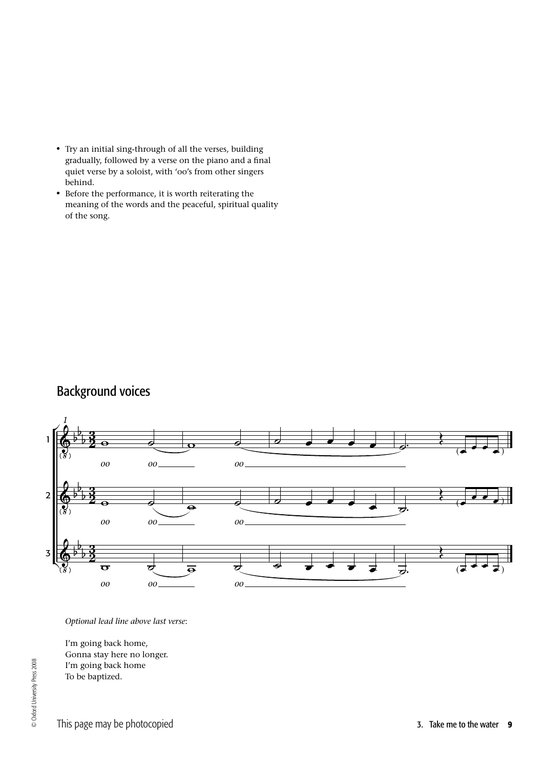- Try an initial sing-through of all the verses, building gradually, followed by a verse on the piano and a final quiet verse by a soloist, with 'oo's from other singers behind.
- Before the performance, it is worth reiterating the meaning of the words and the peaceful, spiritual quality of the song.

## Background voices

*Optional lead line above last verse*:

I'm going back home,
Gonna stay here no longer.
I'm going back home
To be baptized.

This page may be photocopied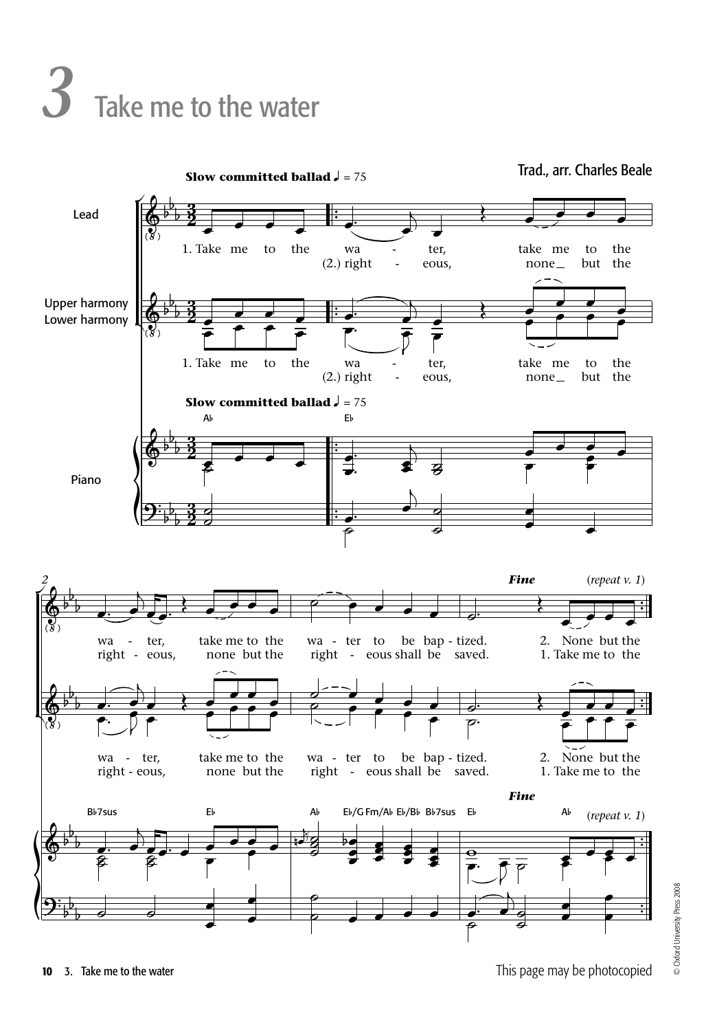# 3 Take me to the water

Trad., arr. Charles Beale

**Slow committed ballad** ♩ = 75

Lead

Upper harmony
Lower harmony

Piano

1. Take me to the water, take me to the water, take me to the water to be baptized.
2. None but the righteous, none but the righteous, none but the righteous shall be saved.
1. Take me to the

***Fine*** (*repeat v. 1*)

A♭ E♭ B♭7sus E♭ A♭ E♭/G Fm/A♭ E♭/B♭ B♭7sus E♭ A♭

© Oxford University Press 2008

This page may be photocopied